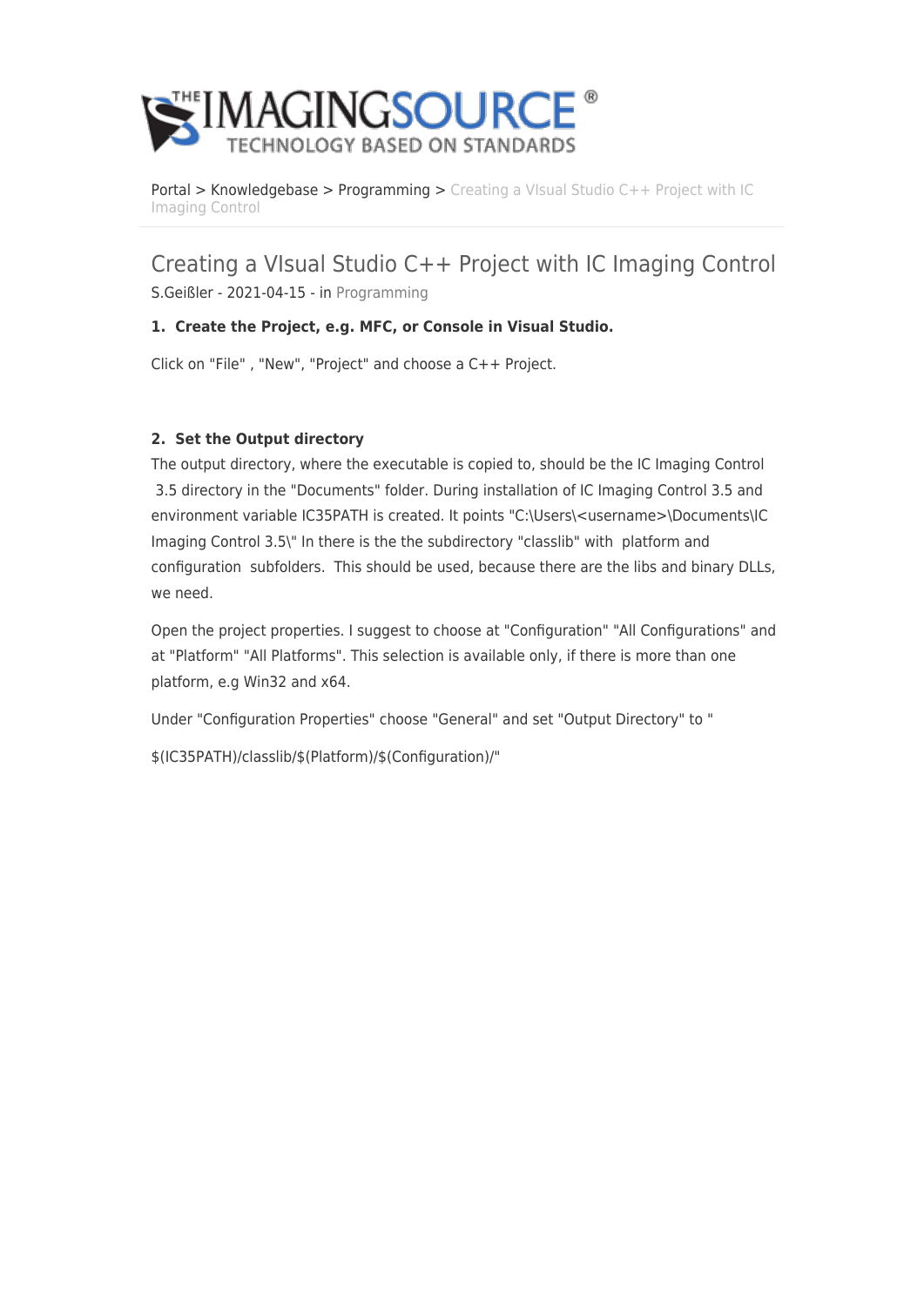Portal > Knowledgebase > Programming > Creating a VIsual Studio C++ Project with IC Imaging Control

# Creating a VIsual Studio C++ Project with IC Imaging Control

S.Geißler - 2021-04-15 - in Programming

**1. Create the Project, e.g. MFC, or Console in Visual Studio.**

Click on "File" , "New", "Project" and choose a C++ Project.

**2. Set the Output directory**

The output directory, where the executable is copied to, should be the IC Imaging Control 3.5 directory in the "Documents" folder. During installation of IC Imaging Control 3.5 and environment variable IC35PATH is created. It points "C:\Users\<username>\Documents\IC Imaging Control 3.5\" In there is the the subdirectory "classlib" with platform and configuration subfolders. This should be used, because there are the libs and binary DLLs, we need.

Open the project properties. I suggest to choose at "Configuration" "All Configurations" and at "Platform" "All Platforms". This selection is available only, if there is more than one platform, e.g Win32 and x64.

Under "Configuration Properties" choose "General" and set "Output Directory" to "

$(IC35PATH)/classlib/$(Platform)/$(Configuration)/"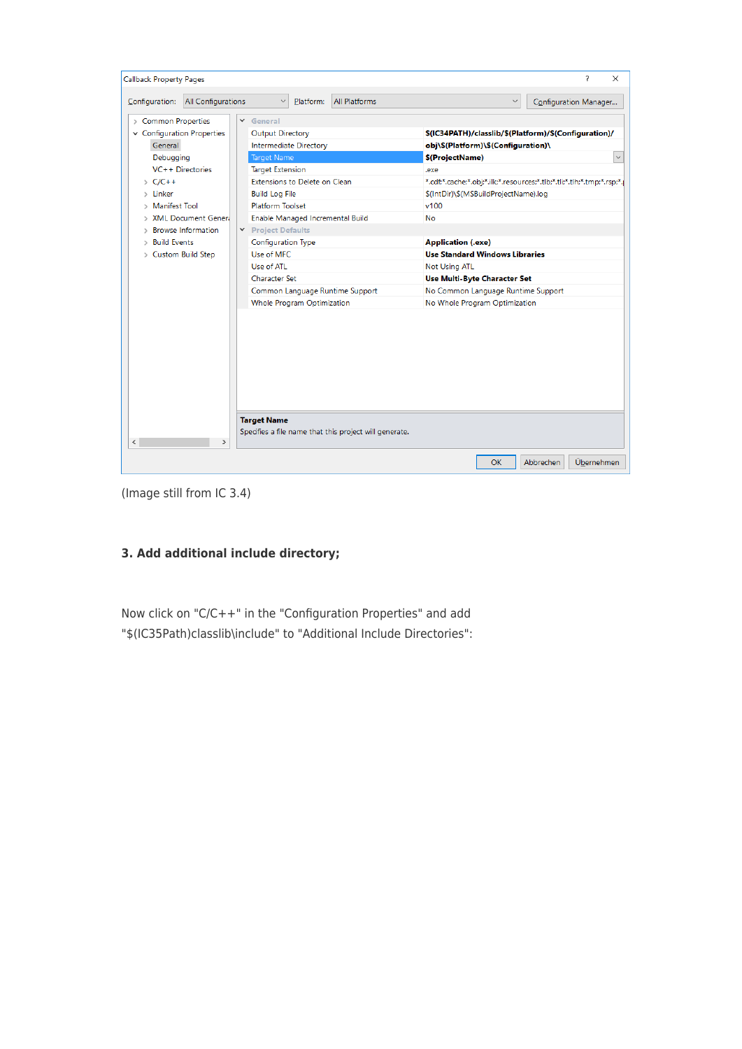(Image still from IC 3.4)

### 3. Add additional include directory;

Now click on "C/C++" in the "Configuration Properties" and add "$(IC35Path)classlib\include" to "Additional Include Directories":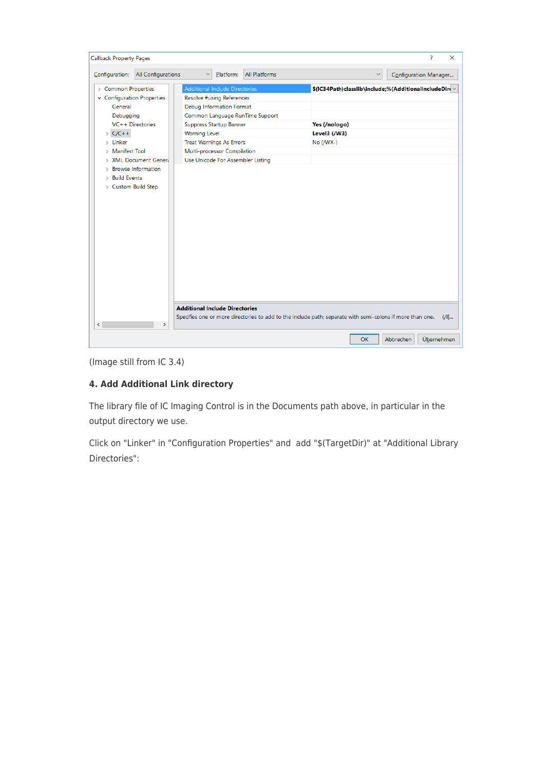(Image still from IC 3.4)

#### 4. Add Additional Link directory

The library file of IC Imaging Control is in the Documents path above, in particular in the output directory we use.

Click on "Linker" in "Configuration Properties" and  add "$(TargetDir)" at "Additional Library Directories":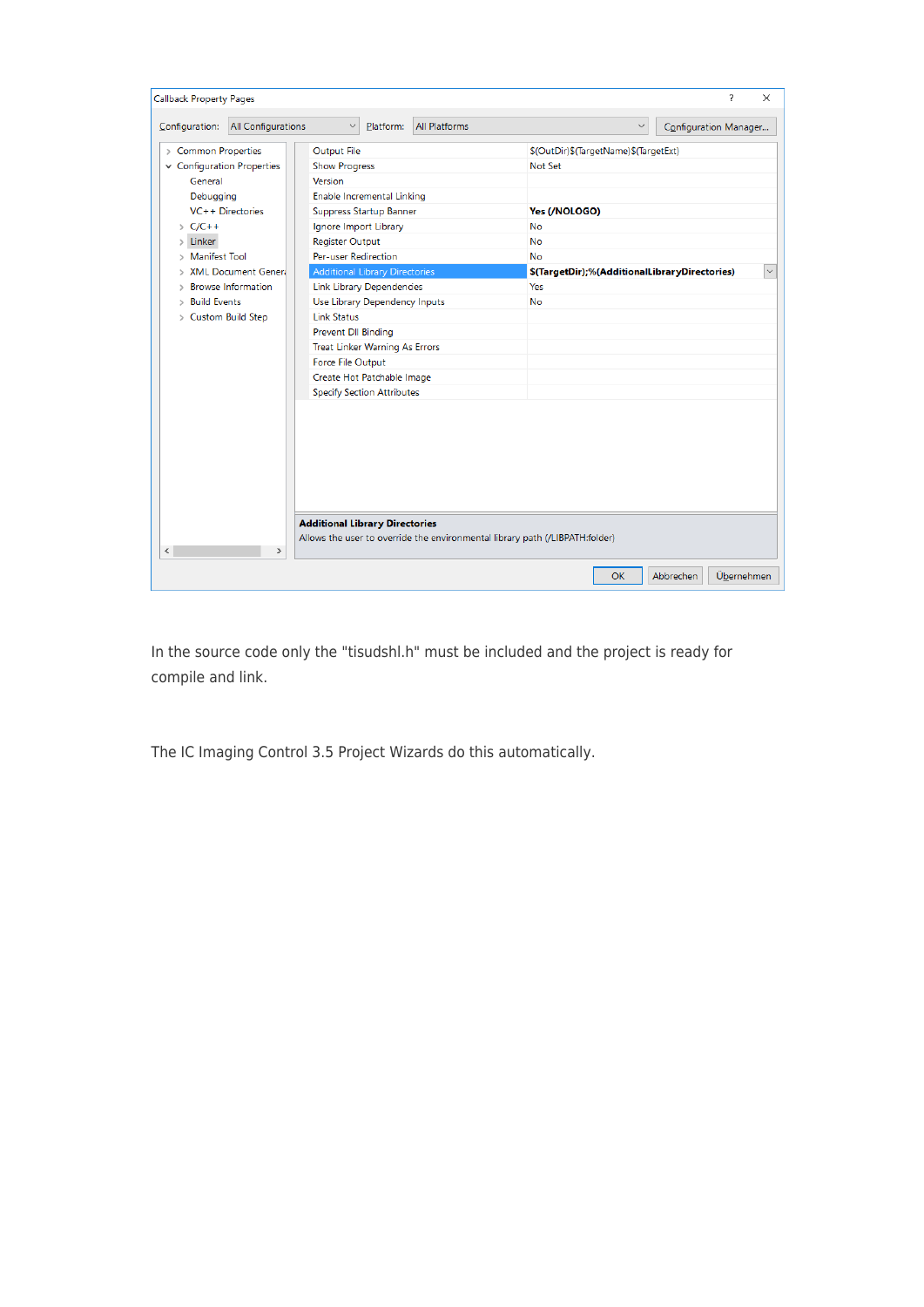In the source code only the "tisudshl.h" must be included and the project is ready for compile and link.

The IC Imaging Control 3.5 Project Wizards do this automatically.